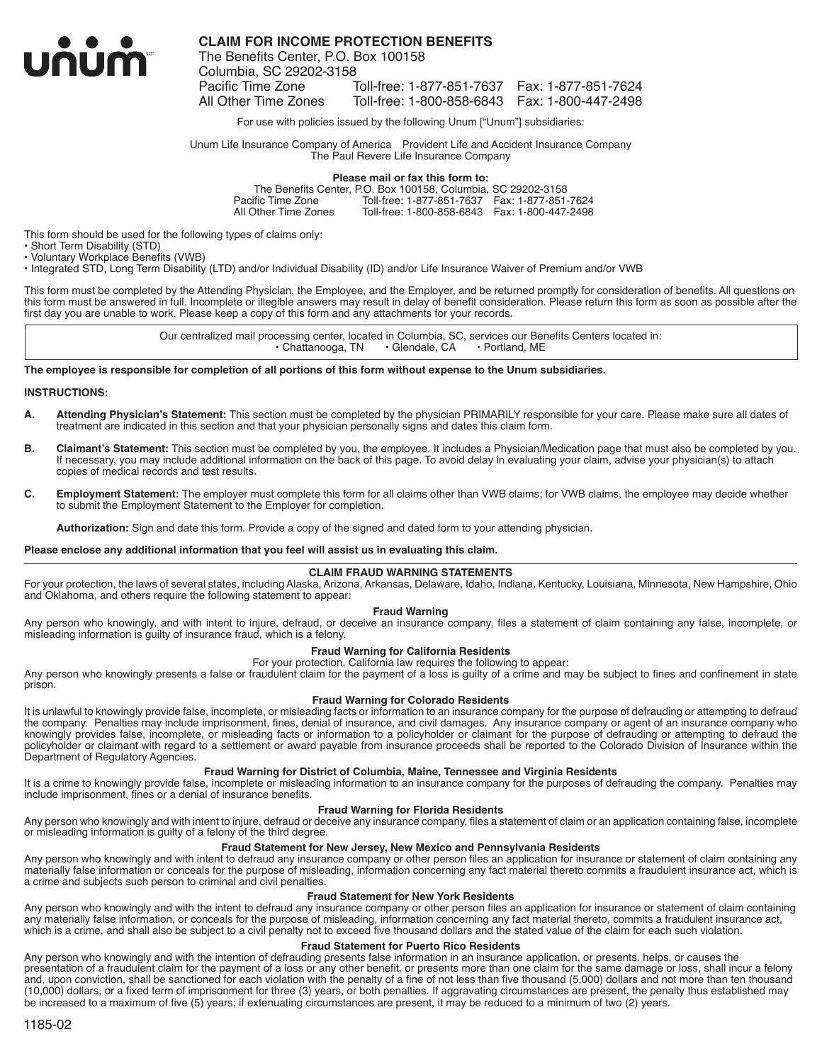unum

# CLAIM FOR INCOME PROTECTION BENEFITS

The Benefits Center, P.O. Box 100158
Columbia, SC 29202-3158

| | | |
|---|---|---|
| Pacific Time Zone | Toll-free: 1-877-851-7637 | Fax: 1-877-851-7624 |
| All Other Time Zones | Toll-free: 1-800-858-6843 | Fax: 1-800-447-2498 |

For use with policies issued by the following Unum ["Unum"] subsidiaries:

Unum Life Insurance Company of America   Provident Life and Accident Insurance Company
The Paul Revere Life Insurance Company

**Please mail or fax this form to:**

The Benefits Center, P.O. Box 100158, Columbia, SC 29202-3158

| | | |
|---|---|---|
| Pacific Time Zone | Toll-free: 1-877-851-7637 | Fax: 1-877-851-7624 |
| All Other Time Zones | Toll-free: 1-800-858-6843 | Fax: 1-800-447-2498 |

This form should be used for the following types of claims only:

- Short Term Disability (STD)
- Voluntary Workplace Benefits (VWB)
- Integrated STD, Long Term Disability (LTD) and/or Individual Disability (ID) and/or Life Insurance Waiver of Premium and/or VWB

This form must be completed by the Attending Physician, the Employee, and the Employer, and be returned promptly for consideration of benefits. All questions on this form must be answered in full. Incomplete or illegible answers may result in delay of benefit consideration. Please return this form as soon as possible after the first day you are unable to work. Please keep a copy of this form and any attachments for your records.

Our centralized mail processing center, located in Columbia, SC, services our Benefits Centers located in:
• Chattanooga, TN   • Glendale, CA   • Portland, ME

**The employee is responsible for completion of all portions of this form without expense to the Unum subsidiaries.**

**INSTRUCTIONS:**

**A. Attending Physician's Statement:** This section must be completed by the physician PRIMARILY responsible for your care. Please make sure all dates of treatment are indicated in this section and that your physician personally signs and dates this claim form.

**B. Claimant's Statement:** This section must be completed by you, the employee. It includes a Physician/Medication page that must also be completed by you. If necessary, you may include additional information on the back of this page. To avoid delay in evaluating your claim, advise your physician(s) to attach copies of medical records and test results.

**C. Employment Statement:** The employer must complete this form for all claims other than VWB claims; for VWB claims, the employee may decide whether to submit the Employment Statement to the Employer for completion.

**Authorization:** Sign and date this form. Provide a copy of the signed and dated form to your attending physician.

**Please enclose any additional information that you feel will assist us in evaluating this claim.**

## CLAIM FRAUD WARNING STATEMENTS

For your protection, the laws of several states, including Alaska, Arizona, Arkansas, Delaware, Idaho, Indiana, Kentucky, Louisiana, Minnesota, New Hampshire, Ohio and Oklahoma, and others require the following statement to appear:

### Fraud Warning

Any person who knowingly, and with intent to injure, defraud, or deceive an insurance company, files a statement of claim containing any false, incomplete, or misleading information is guilty of insurance fraud, which is a felony.

### Fraud Warning for California Residents

For your protection, California law requires the following to appear:

Any person who knowingly presents a false or fraudulent claim for the payment of a loss is guilty of a crime and may be subject to fines and confinement in state prison.

### Fraud Warning for Colorado Residents

It is unlawful to knowingly provide false, incomplete, or misleading facts or information to an insurance company for the purpose of defrauding or attempting to defraud the company. Penalties may include imprisonment, fines, denial of insurance, and civil damages. Any insurance company or agent of an insurance company who knowingly provides false, incomplete, or misleading facts or information to a policyholder or claimant for the purpose of defrauding or attempting to defraud the policyholder or claimant with regard to a settlement or award payable from insurance proceeds shall be reported to the Colorado Division of Insurance within the Department of Regulatory Agencies.

### Fraud Warning for District of Columbia, Maine, Tennessee and Virginia Residents

It is a crime to knowingly provide false, incomplete or misleading information to an insurance company for the purposes of defrauding the company. Penalties may include imprisonment, fines or a denial of insurance benefits.

### Fraud Warning for Florida Residents

Any person who knowingly and with intent to injure, defraud or deceive any insurance company, files a statement of claim or an application containing false, incomplete or misleading information is guilty of a felony of the third degree.

### Fraud Statement for New Jersey, New Mexico and Pennsylvania Residents

Any person who knowingly and with intent to defraud any insurance company or other person files an application for insurance or statement of claim containing any materially false information or conceals for the purpose of misleading, information concerning any fact material thereto commits a fraudulent insurance act, which is a crime and subjects such person to criminal and civil penalties.

### Fraud Statement for New York Residents

Any person who knowingly and with the intent to defraud any insurance company or other person files an application for insurance or statement of claim containing any materially false information, or conceals for the purpose of misleading, information concerning any fact material thereto, commits a fraudulent insurance act, which is a crime, and shall also be subject to a civil penalty not to exceed five thousand dollars and the stated value of the claim for each such violation.

### Fraud Statement for Puerto Rico Residents

Any person who knowingly and with the intention of defrauding presents false information in an insurance application, or presents, helps, or causes the presentation of a fraudulent claim for the payment of a loss or any other benefit, or presents more than one claim for the same damage or loss, shall incur a felony and, upon conviction, shall be sanctioned for each violation with the penalty of a fine of not less than five thousand (5,000) dollars and not more than ten thousand (10,000) dollars, or a fixed term of imprisonment for three (3) years, or both penalties. If aggravating circumstances are present, the penalty thus established may be increased to a maximum of five (5) years; if extenuating circumstances are present, it may be reduced to a minimum of two (2) years.

1185-02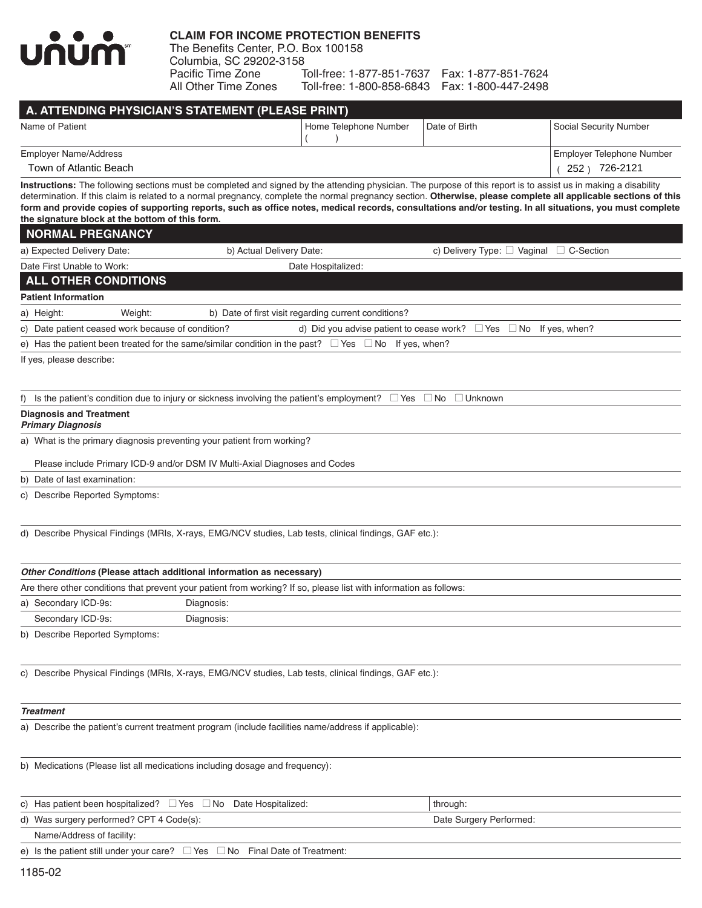unum

**CLAIM FOR INCOME PROTECTION BENEFITS**
The Benefits Center, P.O. Box 100158
Columbia, SC 29202-3158

| | | |
|---|---|---|
| Pacific Time Zone | Toll-free: 1-877-851-7637 | Fax: 1-877-851-7624 |
| All Other Time Zones | Toll-free: 1-800-858-6843 | Fax: 1-800-447-2498 |

## A. ATTENDING PHYSICIAN'S STATEMENT (PLEASE PRINT)

| Name of Patient | Home Telephone Number ( ) | Date of Birth | Social Security Number |
|---|---|---|---|
| Employer Name/Address: Town of Atlantic Beach | | | Employer Telephone Number: ( 252 ) 726-2121 |

**Instructions:** The following sections must be completed and signed by the attending physician. The purpose of this report is to assist us in making a disability determination. If this claim is related to a normal pregnancy, complete the normal pregnancy section. **Otherwise, please complete all applicable sections of this form and provide copies of supporting reports, such as office notes, medical records, consultations and/or testing. In all situations, you must complete the signature block at the bottom of this form.**

## NORMAL PREGNANCY

a) Expected Delivery Date: b) Actual Delivery Date: c) Delivery Type: ☐ Vaginal ☐ C-Section

Date First Unable to Work: Date Hospitalized:

## ALL OTHER CONDITIONS

**Patient Information**

a) Height: Weight: b) Date of first visit regarding current conditions?

c) Date patient ceased work because of condition? d) Did you advise patient to cease work? ☐ Yes ☐ No If yes, when?

e) Has the patient been treated for the same/similar condition in the past? ☐ Yes ☐ No If yes, when?

If yes, please describe:

f) Is the patient's condition due to injury or sickness involving the patient's employment? ☐ Yes ☐ No ☐ Unknown

**Diagnosis and Treatment**
***Primary Diagnosis***

a) What is the primary diagnosis preventing your patient from working?

Please include Primary ICD-9 and/or DSM IV Multi-Axial Diagnoses and Codes

b) Date of last examination:

c) Describe Reported Symptoms:

d) Describe Physical Findings (MRIs, X-rays, EMG/NCV studies, Lab tests, clinical findings, GAF etc.):

***Other Conditions*** **(Please attach additional information as necessary)**

Are there other conditions that prevent your patient from working? If so, please list with information as follows:

a) Secondary ICD-9s: Diagnosis:

Secondary ICD-9s: Diagnosis:

b) Describe Reported Symptoms:

c) Describe Physical Findings (MRIs, X-rays, EMG/NCV studies, Lab tests, clinical findings, GAF etc.):

***Treatment***

a) Describe the patient's current treatment program (include facilities name/address if applicable):

b) Medications (Please list all medications including dosage and frequency):

c) Has patient been hospitalized? ☐ Yes ☐ No Date Hospitalized: through:

d) Was surgery performed? CPT 4 Code(s): Date Surgery Performed:

Name/Address of facility:

e) Is the patient still under your care? ☐ Yes ☐ No Final Date of Treatment:

1185-02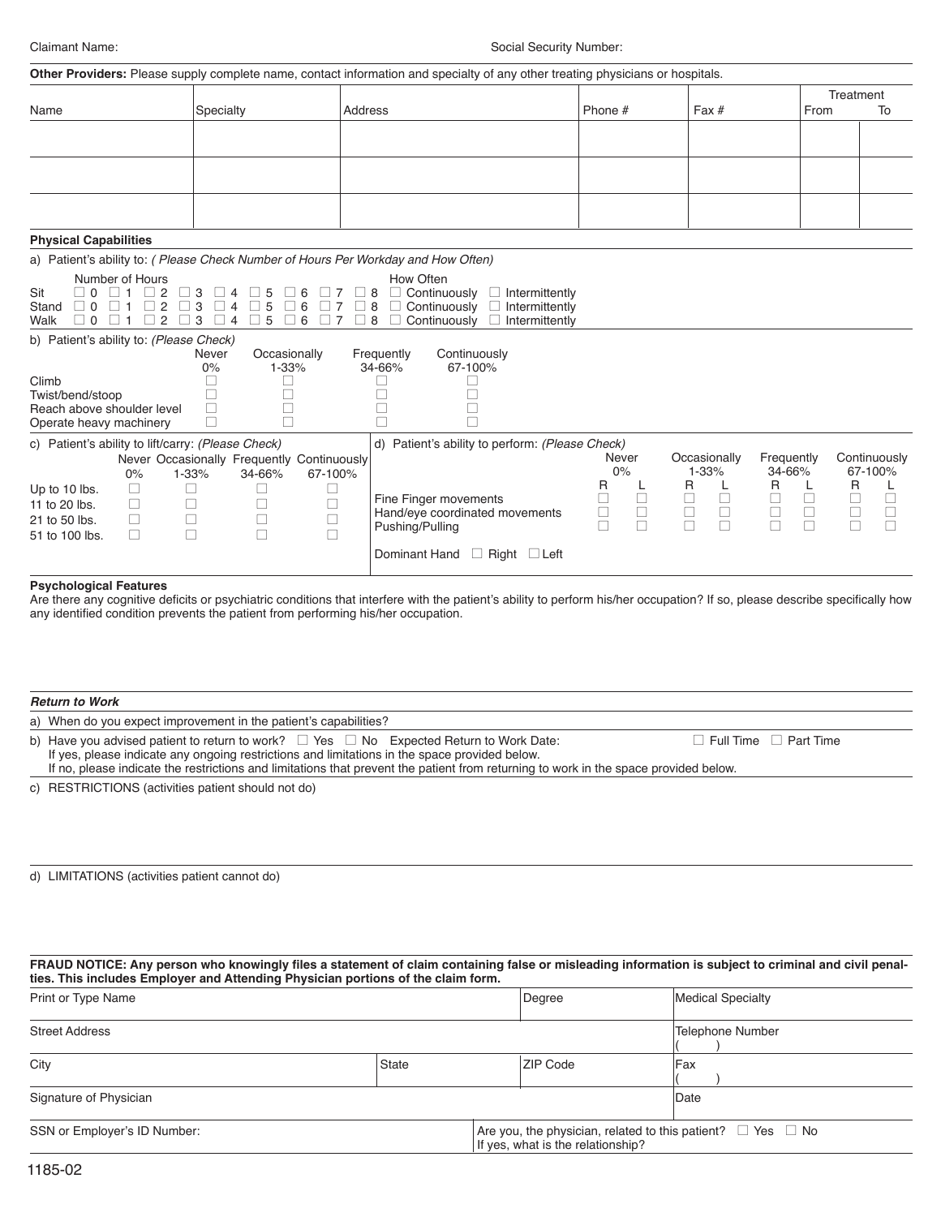Claimant Name: Social Security Number:

**Other Providers:** Please supply complete name, contact information and specialty of any other treating physicians or hospitals.

| Name | Specialty | Address | Phone # | Fax # | Treatment From | Treatment To |
|---|---|---|---|---|---|---|
| | | | | | | |
| | | | | | | |
| | | | | | | |

**Physical Capabilities**

a) Patient's ability to: *( Please Check Number of Hours Per Workday and How Often)*

| | Number of Hours | How Often |
|---|---|---|
| Sit | ☐ 0 ☐ 1 ☐ 2 ☐ 3 ☐ 4 ☐ 5 ☐ 6 ☐ 7 ☐ 8 | ☐ Continuously ☐ Intermittently |
| Stand | ☐ 0 ☐ 1 ☐ 2 ☐ 3 ☐ 4 ☐ 5 ☐ 6 ☐ 7 ☐ 8 | ☐ Continuously ☐ Intermittently |
| Walk | ☐ 0 ☐ 1 ☐ 2 ☐ 3 ☐ 4 ☐ 5 ☐ 6 ☐ 7 ☐ 8 | ☐ Continuously ☐ Intermittently |

b) Patient's ability to: *(Please Check)*

| | Never 0% | Occasionally 1-33% | Frequently 34-66% | Continuously 67-100% |
|---|---|---|---|---|
| Climb | ☐ | ☐ | ☐ | ☐ |
| Twist/bend/stoop | ☐ | ☐ | ☐ | ☐ |
| Reach above shoulder level | ☐ | ☐ | ☐ | ☐ |
| Operate heavy machinery | ☐ | ☐ | ☐ | ☐ |

c) Patient's ability to lift/carry: *(Please Check)*

| | Never 0% | Occasionally 1-33% | Frequently 34-66% | Continuously 67-100% |
|---|---|---|---|---|
| Up to 10 lbs. | ☐ | ☐ | ☐ | ☐ |
| 11 to 20 lbs. | ☐ | ☐ | ☐ | ☐ |
| 21 to 50 lbs. | ☐ | ☐ | ☐ | ☐ |
| 51 to 100 lbs. | ☐ | ☐ | ☐ | ☐ |

d) Patient's ability to perform: *(Please Check)*

| | Never 0% | | Occasionally 1-33% | | Frequently 34-66% | | Continuously 67-100% | |
|---|---|---|---|---|---|---|---|---|
| | R | L | R | L | R | L | R | L |
| Fine Finger movements | ☐ | ☐ | ☐ | ☐ | ☐ | ☐ | ☐ | ☐ |
| Hand/eye coordinated movements | ☐ | ☐ | ☐ | ☐ | ☐ | ☐ | ☐ | ☐ |
| Pushing/Pulling | ☐ | ☐ | ☐ | ☐ | ☐ | ☐ | ☐ | ☐ |

Dominant Hand ☐ Right ☐ Left

**Psychological Features**

Are there any cognitive deficits or psychiatric conditions that interfere with the patient's ability to perform his/her occupation? If so, please describe specifically how any identified condition prevents the patient from performing his/her occupation.

***Return to Work***

a) When do you expect improvement in the patient's capabilities?

b) Have you advised patient to return to work? ☐ Yes ☐ No Expected Return to Work Date: ☐ Full Time ☐ Part Time
If yes, please indicate any ongoing restrictions and limitations in the space provided below.
If no, please indicate the restrictions and limitations that prevent the patient from returning to work in the space provided below.

c) RESTRICTIONS (activities patient should not do)

d) LIMITATIONS (activities patient cannot do)

**FRAUD NOTICE: Any person who knowingly files a statement of claim containing false or misleading information is subject to criminal and civil penalties. This includes Employer and Attending Physician portions of the claim form.**

| Print or Type Name | | Degree | Medical Specialty |
|---|---|---|---|
| Street Address | | | Telephone Number ( ) |
| City | State | ZIP Code | Fax ( ) |
| Signature of Physician | | | Date |
| SSN or Employer's ID Number: | | Are you, the physician, related to this patient? ☐ Yes ☐ No If yes, what is the relationship? | |

1185-02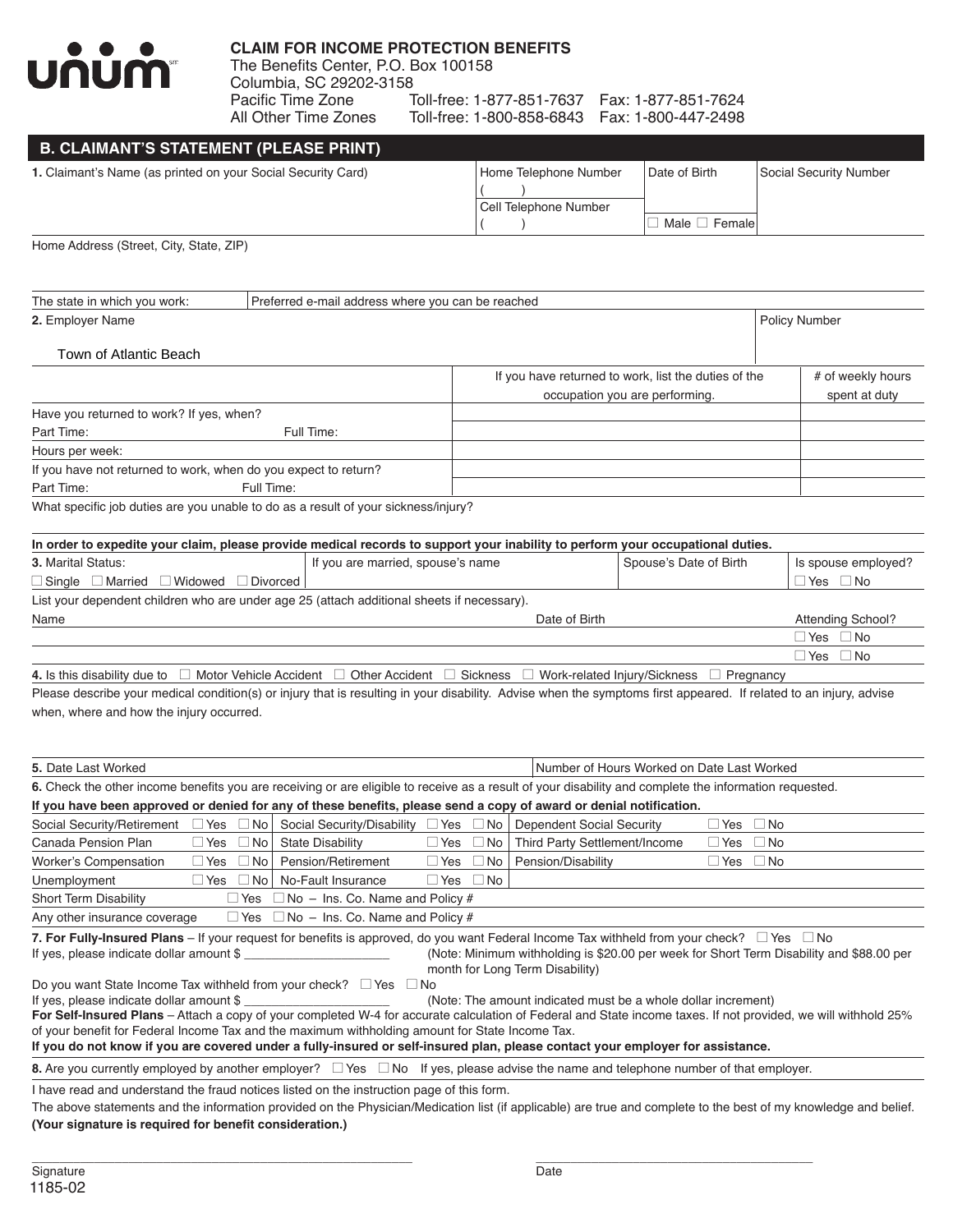unum

## CLAIM FOR INCOME PROTECTION BENEFITS

The Benefits Center, P.O. Box 100158
Columbia, SC 29202-3158

| | | |
|---|---|---|
| Pacific Time Zone | Toll-free: 1-877-851-7637 | Fax: 1-877-851-7624 |
| All Other Time Zones | Toll-free: 1-800-858-6843 | Fax: 1-800-447-2498 |

## B. CLAIMANT'S STATEMENT (PLEASE PRINT)

| **1.** Claimant's Name (as printed on your Social Security Card) | Home Telephone Number ( ) / Cell Telephone Number ( ) | Date of Birth / ☐ Male ☐ Female | Social Security Number |
|---|---|---|---|
| | | | |

Home Address (Street, City, State, ZIP)

| The state in which you work: | Preferred e-mail address where you can be reached |
|---|---|
| | |

| **2.** Employer Name | Policy Number |
|---|---|
| Town of Atlantic Beach | |

| | If you have returned to work, list the duties of the occupation you are performing. | # of weekly hours spent at duty |
|---|---|---|
| Have you returned to work? If yes, when? | | |
| Part Time: Full Time: | | |
| Hours per week: | | |
| If you have not returned to work, when do you expect to return? | | |
| Part Time: Full Time: | | |

What specific job duties are you unable to do as a result of your sickness/injury?

**In order to expedite your claim, please provide medical records to support your inability to perform your occupational duties.**

| **3.** Marital Status: | If you are married, spouse's name | Spouse's Date of Birth | Is spouse employed? |
|---|---|---|---|
| ☐ Single ☐ Married ☐ Widowed ☐ Divorced | | | ☐ Yes ☐ No |

List your dependent children who are under age 25 (attach additional sheets if necessary).

| Name | Date of Birth | Attending School? |
|---|---|---|
| | | ☐ Yes ☐ No |
| | | ☐ Yes ☐ No |

**4.** Is this disability due to ☐ Motor Vehicle Accident ☐ Other Accident ☐ Sickness ☐ Work-related Injury/Sickness ☐ Pregnancy

Please describe your medical condition(s) or injury that is resulting in your disability. Advise when the symptoms first appeared. If related to an injury, advise when, where and how the injury occurred.

| **5.** Date Last Worked | Number of Hours Worked on Date Last Worked |
|---|---|
| | |

**6.** Check the other income benefits you are receiving or are eligible to receive as a result of your disability and complete the information requested.

**If you have been approved or denied for any of these benefits, please send a copy of award or denial notification.**

| | | | | | |
|---|---|---|---|---|---|
| Social Security/Retirement | ☐ Yes ☐ No | Social Security/Disability | ☐ Yes ☐ No | Dependent Social Security | ☐ Yes ☐ No |
| Canada Pension Plan | ☐ Yes ☐ No | State Disability | ☐ Yes ☐ No | Third Party Settlement/Income | ☐ Yes ☐ No |
| Worker's Compensation | ☐ Yes ☐ No | Pension/Retirement | ☐ Yes ☐ No | Pension/Disability | ☐ Yes ☐ No |
| Unemployment | ☐ Yes ☐ No | No-Fault Insurance | ☐ Yes ☐ No | | |

Short Term Disability ☐ Yes ☐ No – Ins. Co. Name and Policy #

Any other insurance coverage ☐ Yes ☐ No – Ins. Co. Name and Policy #

**7. For Fully-Insured Plans** – If your request for benefits is approved, do you want Federal Income Tax withheld from your check? ☐ Yes ☐ No

If yes, please indicate dollar amount $ ____________________ (Note: Minimum withholding is $20.00 per week for Short Term Disability and $88.00 per month for Long Term Disability)

Do you want State Income Tax withheld from your check? ☐ Yes ☐ No

If yes, please indicate dollar amount $ ____________________ (Note: The amount indicated must be a whole dollar increment)

**For Self-Insured Plans** – Attach a copy of your completed W-4 for accurate calculation of Federal and State income taxes. If not provided, we will withhold 25% of your benefit for Federal Income Tax and the maximum withholding amount for State Income Tax.

**If you do not know if you are covered under a fully-insured or self-insured plan, please contact your employer for assistance.**

**8.** Are you currently employed by another employer? ☐ Yes ☐ No If yes, please advise the name and telephone number of that employer.

I have read and understand the fraud notices listed on the instruction page of this form.

The above statements and the information provided on the Physician/Medication list (if applicable) are true and complete to the best of my knowledge and belief.

**(Your signature is required for benefit consideration.)**

_______________________________________________ _______________________________________

Signature Date

1185-02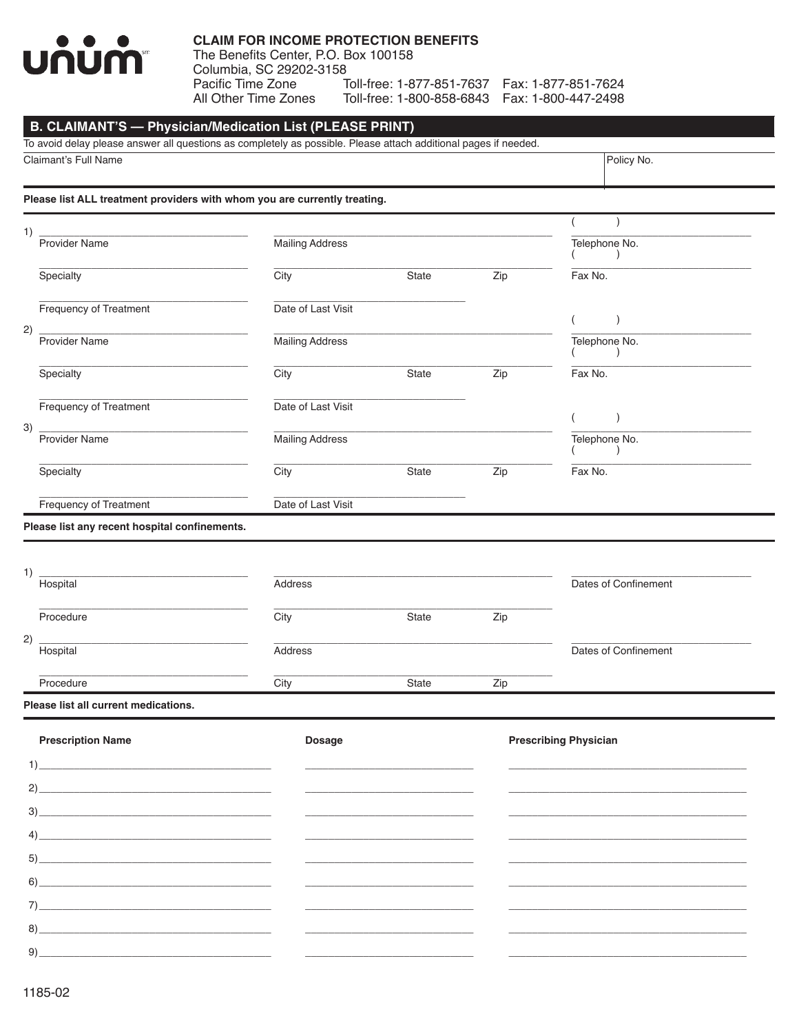**unum**

**CLAIM FOR INCOME PROTECTION BENEFITS**
The Benefits Center, P.O. Box 100158
Columbia, SC 29202-3158

| | | |
|---|---|---|
| Pacific Time Zone | Toll-free: 1-877-851-7637 | Fax: 1-877-851-7624 |
| All Other Time Zones | Toll-free: 1-800-858-6843 | Fax: 1-800-447-2498 |

## B. CLAIMANT'S — Physician/Medication List (PLEASE PRINT)

To avoid delay please answer all questions as completely as possible. Please attach additional pages if needed.

| Claimant's Full Name | Policy No. |
|---|---|
| | |

**Please list ALL treatment providers with whom you are currently treating.**

1)

| | | | | |
|---|---|---|---|---|
| Provider Name | Mailing Address | | | Telephone No. ( ) |
| Specialty | City | State | Zip | Fax No. ( ) |
| Frequency of Treatment | Date of Last Visit | | | |

2)

| | | | | |
|---|---|---|---|---|
| Provider Name | Mailing Address | | | Telephone No. ( ) |
| Specialty | City | State | Zip | Fax No. ( ) |
| Frequency of Treatment | Date of Last Visit | | | |

3)

| | | | | |
|---|---|---|---|---|
| Provider Name | Mailing Address | | | Telephone No. ( ) |
| Specialty | City | State | Zip | Fax No. ( ) |
| Frequency of Treatment | Date of Last Visit | | | |

**Please list any recent hospital confinements.**

1)

| | | | | |
|---|---|---|---|---|
| Hospital | Address | | | Dates of Confinement |
| Procedure | City | State | Zip | |

2)

| | | | | |
|---|---|---|---|---|
| Hospital | Address | | | Dates of Confinement |
| Procedure | City | State | Zip | |

**Please list all current medications.**

| | Prescription Name | Dosage | Prescribing Physician |
|---|---|---|---|
| 1) | | | |
| 2) | | | |
| 3) | | | |
| 4) | | | |
| 5) | | | |
| 6) | | | |
| 7) | | | |
| 8) | | | |
| 9) | | | |

1185-02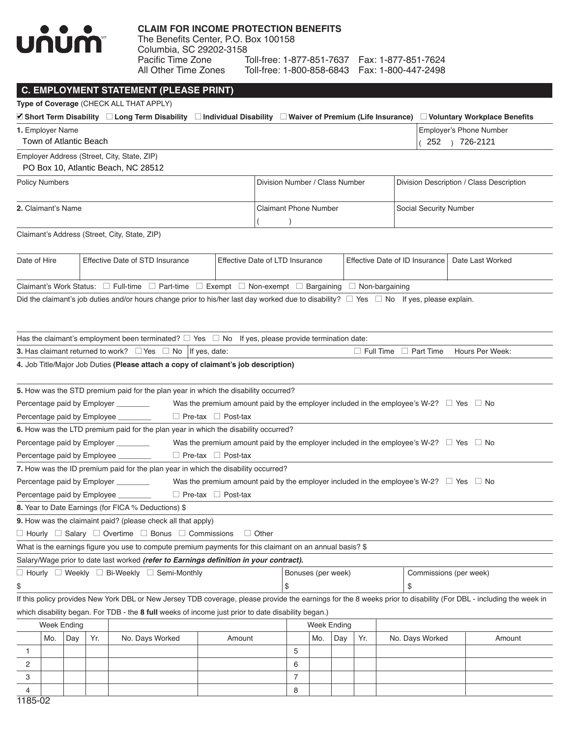**unum**

## CLAIM FOR INCOME PROTECTION BENEFITS

The Benefits Center, P.O. Box 100158
Columbia, SC 29202-3158

| | | |
|---|---|---|
| Pacific Time Zone | Toll-free: 1-877-851-7637 | Fax: 1-877-851-7624 |
| All Other Time Zones | Toll-free: 1-800-858-6843 | Fax: 1-800-447-2498 |

## C. EMPLOYMENT STATEMENT (PLEASE PRINT)

**Type of Coverage** (CHECK ALL THAT APPLY)

☑ **Short Term Disability** ☐ **Long Term Disability** ☐ **Individual Disability** ☐ **Waiver of Premium (Life Insurance)** ☐ **Voluntary Workplace Benefits**

**1.** Employer Name: Town of Atlantic Beach

Employer's Phone Number: ( 252 ) 726-2121

Employer Address (Street, City, State, ZIP): PO Box 10, Atlantic Beach, NC 28512

| Policy Numbers | Division Number / Class Number | Division Description / Class Description |
|---|---|---|
| | | |

| **2.** Claimant's Name | Claimant Phone Number | Social Security Number |
|---|---|---|
| | ( ) | |

Claimant's Address (Street, City, State, ZIP)

| Date of Hire | Effective Date of STD Insurance | Effective Date of LTD Insurance | Effective Date of ID Insurance | Date Last Worked |
|---|---|---|---|---|
| | | | | |

Claimant's Work Status: ☐ Full-time ☐ Part-time ☐ Exempt ☐ Non-exempt ☐ Bargaining ☐ Non-bargaining

Did the claimant's job duties and/or hours change prior to his/her last day worked due to disability? ☐ Yes ☐ No If yes, please explain.

Has the claimant's employment been terminated? ☐ Yes ☐ No If yes, please provide termination date:

**3.** Has claimant returned to work? ☐ Yes ☐ No If yes, date: ☐ Full Time ☐ Part Time Hours Per Week:

**4.** Job Title/Major Job Duties **(Please attach a copy of claimant's job description)**

**5.** How was the STD premium paid for the plan year in which the disability occurred?

Percentage paid by Employer ________ Was the premium amount paid by the employer included in the employee's W-2? ☐ Yes ☐ No

Percentage paid by Employee ________ ☐ Pre-tax ☐ Post-tax

**6.** How was the LTD premium paid for the plan year in which the disability occurred?

Percentage paid by Employer ________ Was the premium amount paid by the employer included in the employee's W-2? ☐ Yes ☐ No

Percentage paid by Employee ________ ☐ Pre-tax ☐ Post-tax

**7.** How was the ID premium paid for the plan year in which the disability occurred?

Percentage paid by Employer ________ Was the premium amount paid by the employer included in the employee's W-2? ☐ Yes ☐ No

Percentage paid by Employee ________ ☐ Pre-tax ☐ Post-tax

**8.** Year to Date Earnings (for FICA % Deductions) $

**9.** How was the claimaint paid? (please check all that apply)

☐ Hourly ☐ Salary ☐ Overtime ☐ Bonus ☐ Commissions ☐ Other

What is the earnings figure you use to compute premium payments for this claimant on an annual basis? $

Salary/Wage prior to date last worked ***(refer to Earnings definition in your contract).***

| ☐ Hourly ☐ Weekly ☐ Bi-Weekly ☐ Semi-Monthly | Bonuses (per week) | Commissions (per week) |
|---|---|---|
| $ | $ | $ |

If this policy provides New York DBL or New Jersey TDB coverage, please provide the earnings for the 8 weeks prior to disability (For DBL - including the week in which disability began. For TDB - the **8 full** weeks of income just prior to date disability began.)

| | Week Ending | | | | | | Week Ending | | | | |
|---|---|---|---|---|---|---|---|---|---|---|---|
| | Mo. | Day | Yr. | No. Days Worked | Amount | | Mo. | Day | Yr. | No. Days Worked | Amount |
| 1 | | | | | | 5 | | | | | |
| 2 | | | | | | 6 | | | | | |
| 3 | | | | | | 7 | | | | | |
| 4 | | | | | | 8 | | | | | |

1185-02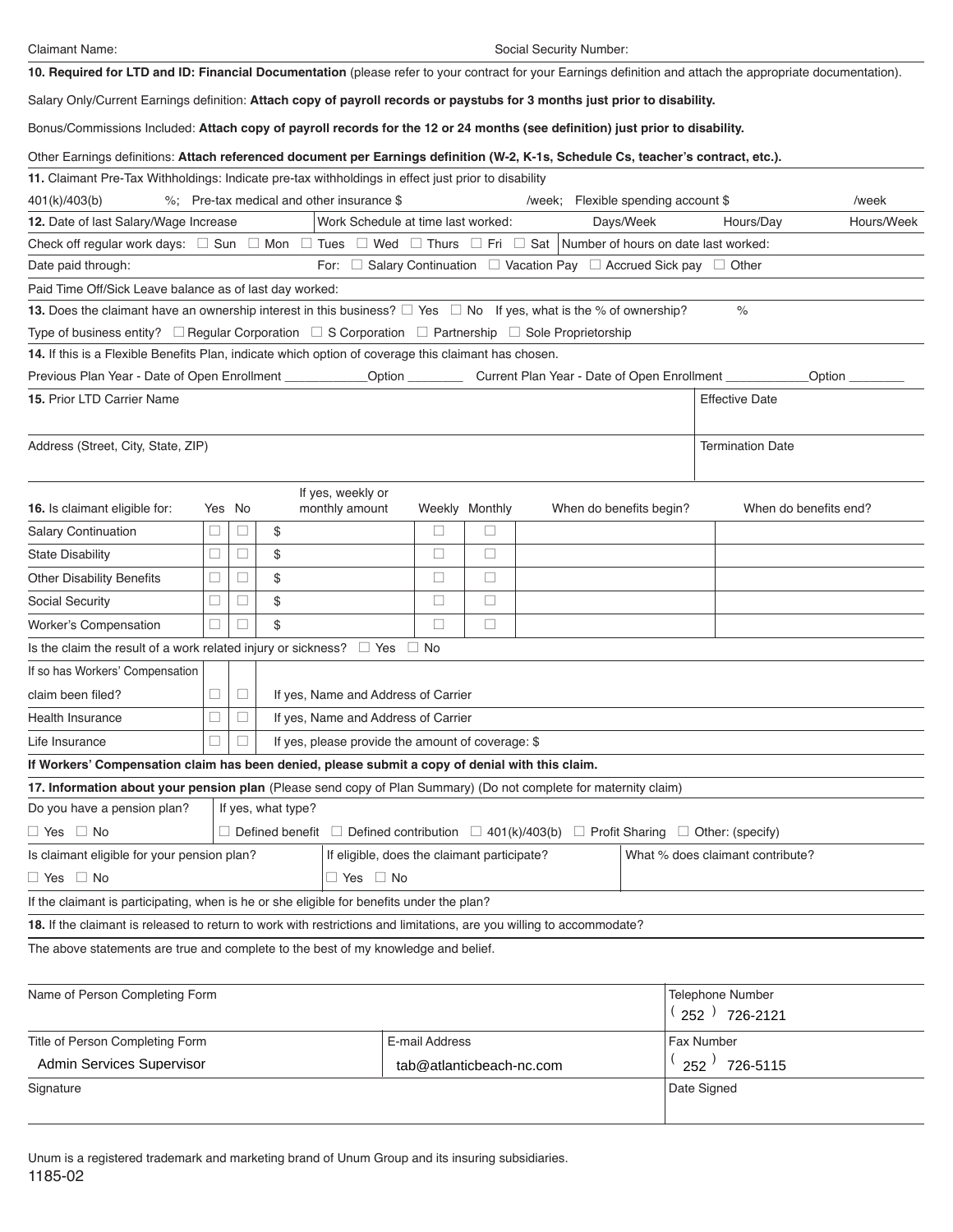Claimant Name: Social Security Number:

**10. Required for LTD and ID: Financial Documentation** (please refer to your contract for your Earnings definition and attach the appropriate documentation).

Salary Only/Current Earnings definition: **Attach copy of payroll records or paystubs for 3 months just prior to disability.**

Bonus/Commissions Included: **Attach copy of payroll records for the 12 or 24 months (see definition) just prior to disability.**

Other Earnings definitions: **Attach referenced document per Earnings definition (W-2, K-1s, Schedule Cs, teacher's contract, etc.).**

**11.** Claimant Pre-Tax Withholdings: Indicate pre-tax withholdings in effect just prior to disability

401(k)/403(b) %; Pre-tax medical and other insurance $ /week; Flexible spending account $ /week

**12.** Date of last Salary/Wage Increase | Work Schedule at time last worked: Days/Week Hours/Day Hours/Week

Check off regular work days: ☐ Sun ☐ Mon ☐ Tues ☐ Wed ☐ Thurs ☐ Fri ☐ Sat | Number of hours on date last worked:

Date paid through: For: ☐ Salary Continuation ☐ Vacation Pay ☐ Accrued Sick pay ☐ Other

Paid Time Off/Sick Leave balance as of last day worked:

**13.** Does the claimant have an ownership interest in this business? ☐ Yes ☐ No If yes, what is the % of ownership? %

Type of business entity? ☐ Regular Corporation ☐ S Corporation ☐ Partnership ☐ Sole Proprietorship

**14.** If this is a Flexible Benefits Plan, indicate which option of coverage this claimant has chosen.

Previous Plan Year - Date of Open Enrollment ____________Option ________ Current Plan Year - Date of Open Enrollment ____________Option ________

| **15.** Prior LTD Carrier Name | Effective Date |
|---|---|
| Address (Street, City, State, ZIP) | Termination Date |

| **16.** Is claimant eligible for: | Yes | No | If yes, weekly or monthly amount | Weekly | Monthly | When do benefits begin? | When do benefits end? |
|---|---|---|---|---|---|---|---|
| Salary Continuation | ☐ | ☐ | $ | ☐ | ☐ | | |
| State Disability | ☐ | ☐ | $ | ☐ | ☐ | | |
| Other Disability Benefits | ☐ | ☐ | $ | ☐ | ☐ | | |
| Social Security | ☐ | ☐ | $ | ☐ | ☐ | | |
| Worker's Compensation | ☐ | ☐ | $ | ☐ | ☐ | | |

Is the claim the result of a work related injury or sickness? ☐ Yes ☐ No

| | Yes | No | |
|---|---|---|---|
| If so has Workers' Compensation claim been filed? | ☐ | ☐ | If yes, Name and Address of Carrier |
| Health Insurance | ☐ | ☐ | If yes, Name and Address of Carrier |
| Life Insurance | ☐ | ☐ | If yes, please provide the amount of coverage: $ |

**If Workers' Compensation claim has been denied, please submit a copy of denial with this claim.**

**17. Information about your pension plan** (Please send copy of Plan Summary) (Do not complete for maternity claim)

Do you have a pension plan? ☐ Yes ☐ No

If yes, what type? ☐ Defined benefit ☐ Defined contribution ☐ 401(k)/403(b) ☐ Profit Sharing ☐ Other: (specify)

Is claimant eligible for your pension plan? ☐ Yes ☐ No | If eligible, does the claimant participate? ☐ Yes ☐ No | What % does claimant contribute?

If the claimant is participating, when is he or she eligible for benefits under the plan?

**18.** If the claimant is released to return to work with restrictions and limitations, are you willing to accommodate?

The above statements are true and complete to the best of my knowledge and belief.

| Name of Person Completing Form | | Telephone Number (252) 726-2121 |
|---|---|---|
| Title of Person Completing Form: Admin Services Supervisor | E-mail Address: tab@atlanticbeach-nc.com | Fax Number (252) 726-5115 |
| Signature | | Date Signed |

Unum is a registered trademark and marketing brand of Unum Group and its insuring subsidiaries.

1185-02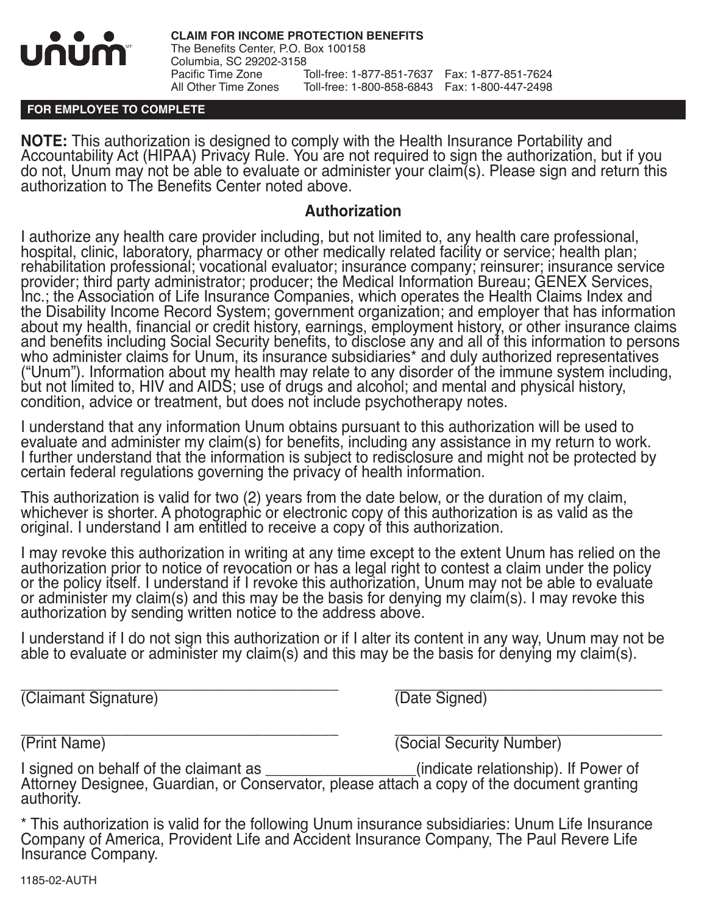unum

**CLAIM FOR INCOME PROTECTION BENEFITS**
The Benefits Center, P.O. Box 100158
Columbia, SC 29202-3158
Pacific Time Zone    Toll-free: 1-877-851-7637    Fax: 1-877-851-7624
All Other Time Zones    Toll-free: 1-800-858-6843    Fax: 1-800-447-2498

**FOR EMPLOYEE TO COMPLETE**

**NOTE:** This authorization is designed to comply with the Health Insurance Portability and Accountability Act (HIPAA) Privacy Rule. You are not required to sign the authorization, but if you do not, Unum may not be able to evaluate or administer your claim(s). Please sign and return this authorization to The Benefits Center noted above.

## Authorization

I authorize any health care provider including, but not limited to, any health care professional, hospital, clinic, laboratory, pharmacy or other medically related facility or service; health plan; rehabilitation professional; vocational evaluator; insurance company; reinsurer; insurance service provider; third party administrator; producer; the Medical Information Bureau; GENEX Services, Inc.; the Association of Life Insurance Companies, which operates the Health Claims Index and the Disability Income Record System; government organization; and employer that has information about my health, financial or credit history, earnings, employment history, or other insurance claims and benefits including Social Security benefits, to disclose any and all of this information to persons who administer claims for Unum, its insurance subsidiaries* and duly authorized representatives ("Unum"). Information about my health may relate to any disorder of the immune system including, but not limited to, HIV and AIDS; use of drugs and alcohol; and mental and physical history, condition, advice or treatment, but does not include psychotherapy notes.

I understand that any information Unum obtains pursuant to this authorization will be used to evaluate and administer my claim(s) for benefits, including any assistance in my return to work. I further understand that the information is subject to redisclosure and might not be protected by certain federal regulations governing the privacy of health information.

This authorization is valid for two (2) years from the date below, or the duration of my claim, whichever is shorter. A photographic or electronic copy of this authorization is as valid as the original. I understand I am entitled to receive a copy of this authorization.

I may revoke this authorization in writing at any time except to the extent Unum has relied on the authorization prior to notice of revocation or has a legal right to contest a claim under the policy or the policy itself. I understand if I revoke this authorization, Unum may not be able to evaluate or administer my claim(s) and this may be the basis for denying my claim(s). I may revoke this authorization by sending written notice to the address above.

I understand if I do not sign this authorization or if I alter its content in any way, Unum may not be able to evaluate or administer my claim(s) and this may be the basis for denying my claim(s).

\_\_\_\_\_\_\_\_\_\_\_\_\_\_\_\_\_\_\_\_\_\_\_\_\_\_\_\_\_\_\_\_\_\_\_\_\_\_\_\_    \_\_\_\_\_\_\_\_\_\_\_\_\_\_\_\_\_\_\_\_\_\_\_\_\_\_\_\_\_\_\_\_\_\_
(Claimant Signature)    (Date Signed)

\_\_\_\_\_\_\_\_\_\_\_\_\_\_\_\_\_\_\_\_\_\_\_\_\_\_\_\_\_\_\_\_\_\_\_\_\_\_\_\_    \_\_\_\_\_\_\_\_\_\_\_\_\_\_\_\_\_\_\_\_\_\_\_\_\_\_\_\_\_\_\_\_\_\_
(Print Name)    (Social Security Number)

I signed on behalf of the claimant as \_\_\_\_\_\_\_\_\_\_\_\_\_\_\_\_\_\_(indicate relationship). If Power of Attorney Designee, Guardian, or Conservator, please attach a copy of the document granting authority.

* This authorization is valid for the following Unum insurance subsidiaries: Unum Life Insurance Company of America, Provident Life and Accident Insurance Company, The Paul Revere Life Insurance Company.

1185-02-AUTH